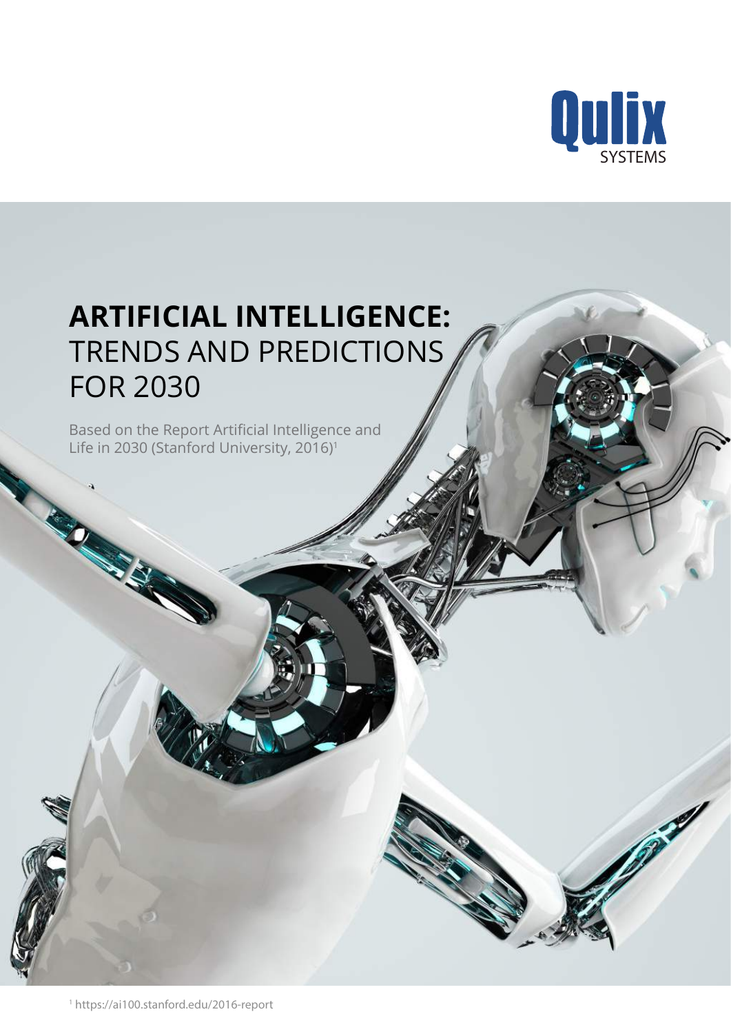Qulix SYSTEMS

# ARTIFICIAL INTELLIGENCE: TRENDS AND PREDICTIONS FOR 2030

Based on the Report Artificial Intelligence and Life in 2030 (Stanford University, 2016)[1]

[1] https://ai100.stanford.edu/2016-report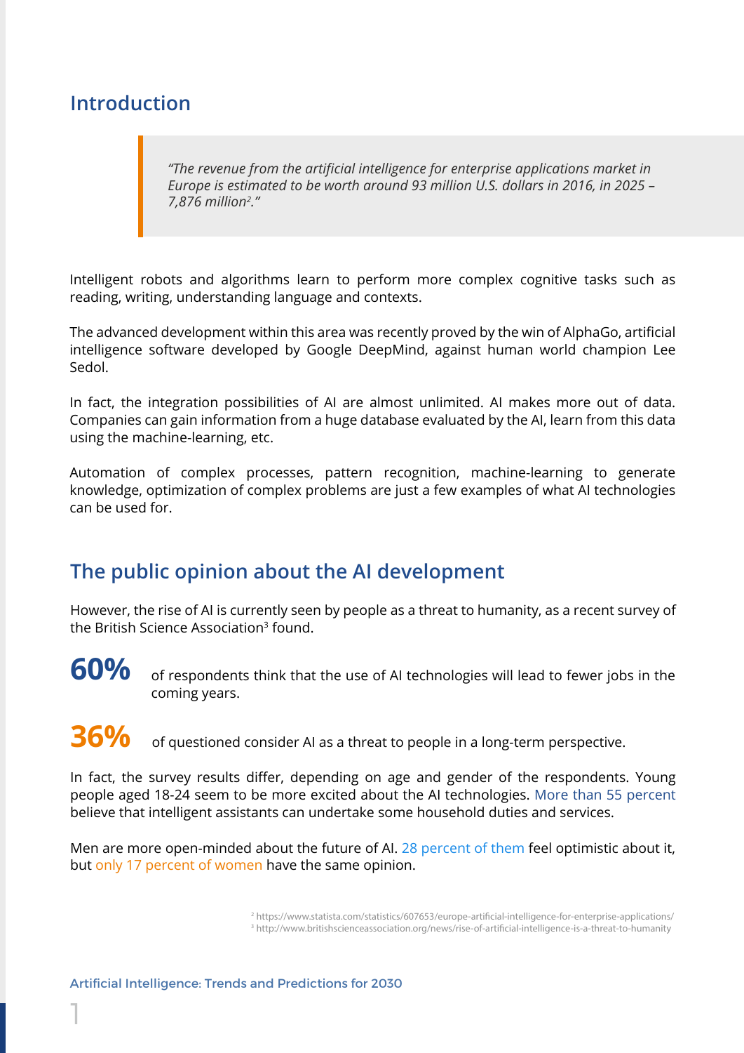## Introduction

> *"The revenue from the artificial intelligence for enterprise applications market in Europe is estimated to be worth around 93 million U.S. dollars in 2016, in 2025 – 7,876 million[2]."*

Intelligent robots and algorithms learn to perform more complex cognitive tasks such as reading, writing, understanding language and contexts.

The advanced development within this area was recently proved by the win of AlphaGo, artificial intelligence software developed by Google DeepMind, against human world champion Lee Sedol.

In fact, the integration possibilities of AI are almost unlimited. AI makes more out of data. Companies can gain information from a huge database evaluated by the AI, learn from this data using the machine-learning, etc.

Automation of complex processes, pattern recognition, machine-learning to generate knowledge, optimization of complex problems are just a few examples of what AI technologies can be used for.

## The public opinion about the AI development

However, the rise of AI is currently seen by people as a threat to humanity, as a recent survey of the British Science Association[3] found.

**60%** of respondents think that the use of AI technologies will lead to fewer jobs in the coming years.

**36%** of questioned consider AI as a threat to people in a long-term perspective.

In fact, the survey results differ, depending on age and gender of the respondents. Young people aged 18-24 seem to be more excited about the AI technologies. More than 55 percent believe that intelligent assistants can undertake some household duties and services.

Men are more open-minded about the future of AI. 28 percent of them feel optimistic about it, but only 17 percent of women have the same opinion.

[2] https://www.statista.com/statistics/607653/europe-artificial-intelligence-for-enterprise-applications/
[3] http://www.britishscienceassociation.org/news/rise-of-artificial-intelligence-is-a-threat-to-humanity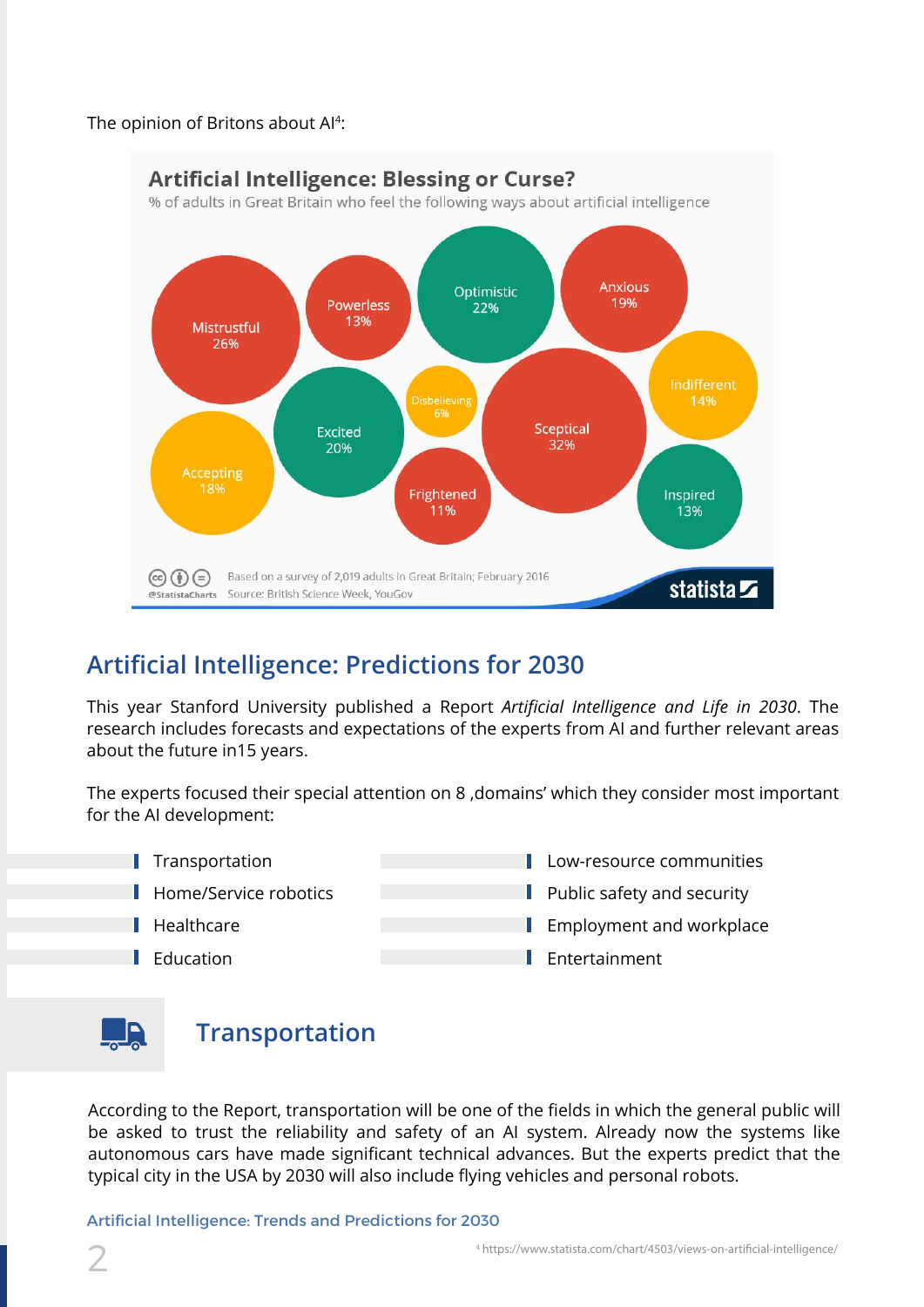The opinion of Britons about AI[4]:

**Artificial Intelligence: Blessing or Curse?**

% of adults in Great Britain who feel the following ways about artificial intelligence

| Feeling | % |
|---|---|
| Mistrustful | 26% |
| Powerless | 13% |
| Optimistic | 22% |
| Anxious | 19% |
| Indifferent | 14% |
| Disbelieving | 6% |
| Excited | 20% |
| Sceptical | 32% |
| Accepting | 18% |
| Frightened | 11% |
| Inspired | 13% |

Based on a survey of 2,019 adults in Great Britain; February 2016

Source: British Science Week, YouGov

@StatistaCharts statista

## Artificial Intelligence: Predictions for 2030

This year Stanford University published a Report *Artificial Intelligence and Life in 2030*. The research includes forecasts and expectations of the experts from AI and further relevant areas about the future in15 years.

The experts focused their special attention on 8 ‚domains' which they consider most important for the AI development:

- Transportation
- Home/Service robotics
- Healthcare
- Education
- Low-resource communities
- Public safety and security
- Employment and workplace
- Entertainment

### Transportation

According to the Report, transportation will be one of the fields in which the general public will be asked to trust the reliability and safety of an AI system. Already now the systems like autonomous cars have made significant technical advances. But the experts predict that the typical city in the USA by 2030 will also include flying vehicles and personal robots.

[4] https://www.statista.com/chart/4503/views-on-artificial-intelligence/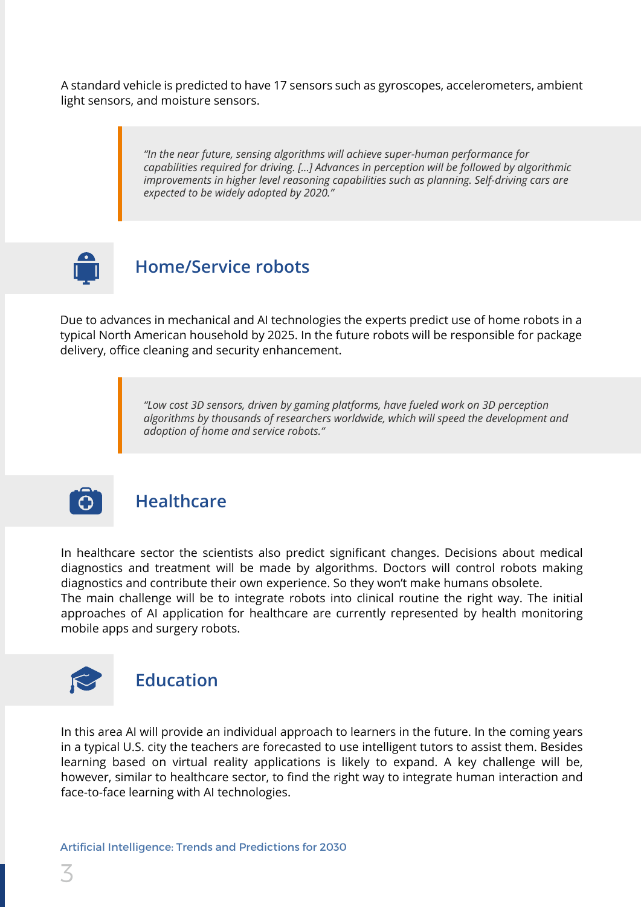A standard vehicle is predicted to have 17 sensors such as gyroscopes, accelerometers, ambient light sensors, and moisture sensors.

> *"In the near future, sensing algorithms will achieve super-human performance for capabilities required for driving. [...] Advances in perception will be followed by algorithmic improvements in higher level reasoning capabilities such as planning. Self-driving cars are expected to be widely adopted by 2020."*

## Home/Service robots

Due to advances in mechanical and AI technologies the experts predict use of home robots in a typical North American household by 2025. In the future robots will be responsible for package delivery, office cleaning and security enhancement.

> *"Low cost 3D sensors, driven by gaming platforms, have fueled work on 3D perception algorithms by thousands of researchers worldwide, which will speed the development and adoption of home and service robots."*

## Healthcare

In healthcare sector the scientists also predict significant changes. Decisions about medical diagnostics and treatment will be made by algorithms. Doctors will control robots making diagnostics and contribute their own experience. So they won't make humans obsolete.
The main challenge will be to integrate robots into clinical routine the right way. The initial approaches of AI application for healthcare are currently represented by health monitoring mobile apps and surgery robots.

## Education

In this area AI will provide an individual approach to learners in the future. In the coming years in a typical U.S. city the teachers are forecasted to use intelligent tutors to assist them. Besides learning based on virtual reality applications is likely to expand. A key challenge will be, however, similar to healthcare sector, to find the right way to integrate human interaction and face-to-face learning with AI technologies.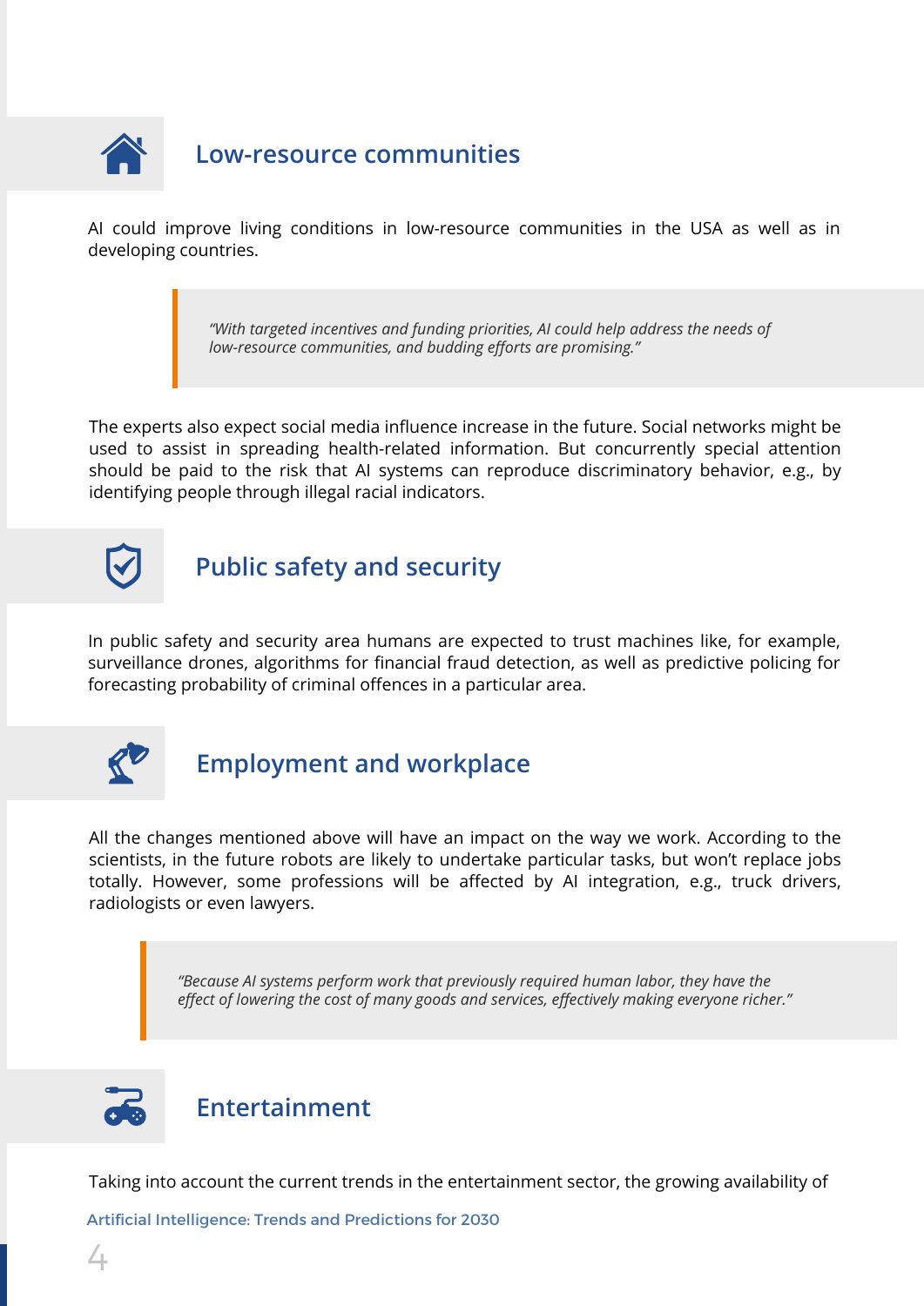## Low-resource communities

AI could improve living conditions in low-resource communities in the USA as well as in developing countries.

> *"With targeted incentives and funding priorities, AI could help address the needs of low-resource communities, and budding efforts are promising."*

The experts also expect social media influence increase in the future. Social networks might be used to assist in spreading health-related information. But concurrently special attention should be paid to the risk that AI systems can reproduce discriminatory behavior, e.g., by identifying people through illegal racial indicators.

## Public safety and security

In public safety and security area humans are expected to trust machines like, for example, surveillance drones, algorithms for financial fraud detection, as well as predictive policing for forecasting probability of criminal offences in a particular area.

## Employment and workplace

All the changes mentioned above will have an impact on the way we work. According to the scientists, in the future robots are likely to undertake particular tasks, but won't replace jobs totally. However, some professions will be affected by AI integration, e.g., truck drivers, radiologists or even lawyers.

> *"Because AI systems perform work that previously required human labor, they have the effect of lowering the cost of many goods and services, effectively making everyone richer."*

## Entertainment

Taking into account the current trends in the entertainment sector, the growing availability of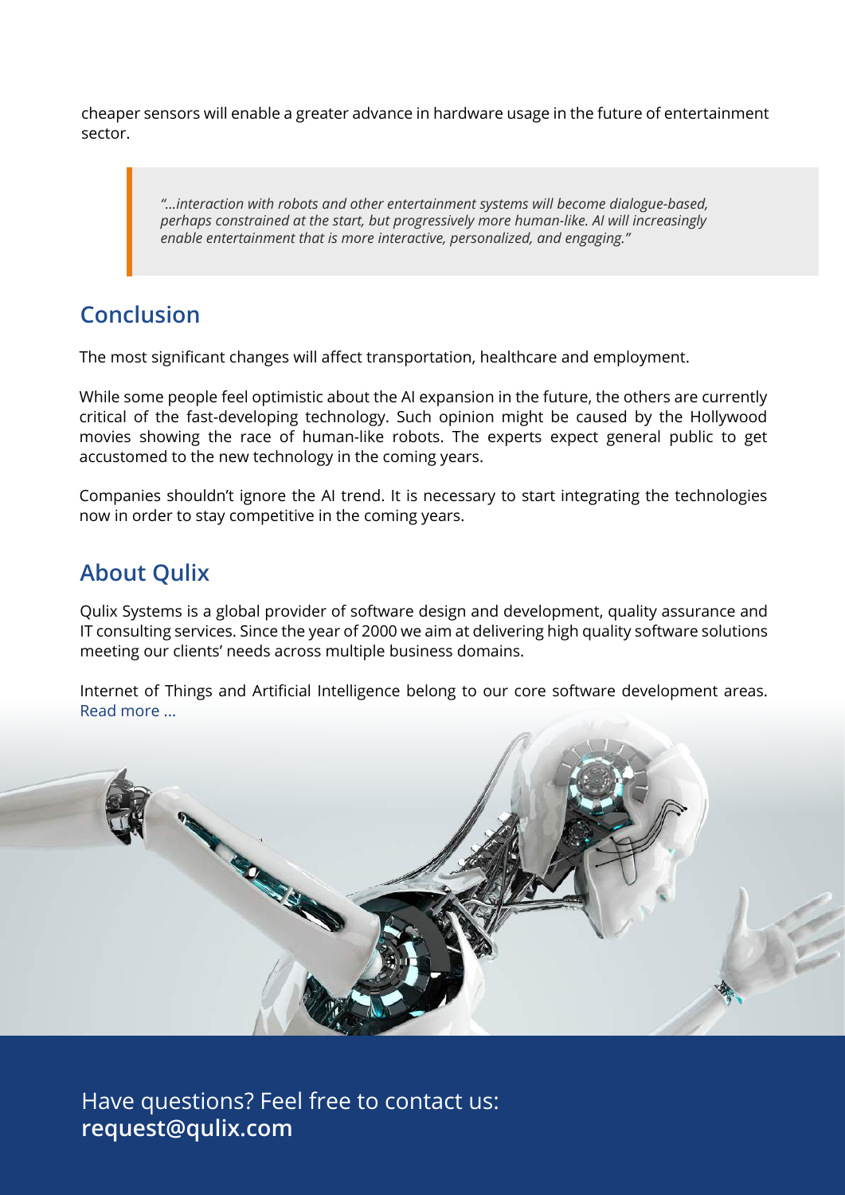cheaper sensors will enable a greater advance in hardware usage in the future of entertainment sector.

> *"...interaction with robots and other entertainment systems will become dialogue-based, perhaps constrained at the start, but progressively more human-like. AI will increasingly enable entertainment that is more interactive, personalized, and engaging."*

## Conclusion

The most significant changes will affect transportation, healthcare and employment.

While some people feel optimistic about the AI expansion in the future, the others are currently critical of the fast-developing technology. Such opinion might be caused by the Hollywood movies showing the race of human-like robots. The experts expect general public to get accustomed to the new technology in the coming years.

Companies shouldn't ignore the AI trend. It is necessary to start integrating the technologies now in order to stay competitive in the coming years.

## About Qulix

Qulix Systems is a global provider of software design and development, quality assurance and IT consulting services. Since the year of 2000 we aim at delivering high quality software solutions meeting our clients' needs across multiple business domains.

Internet of Things and Artificial Intelligence belong to our core software development areas. Read more ...

Have questions? Feel free to contact us:
**request@qulix.com**